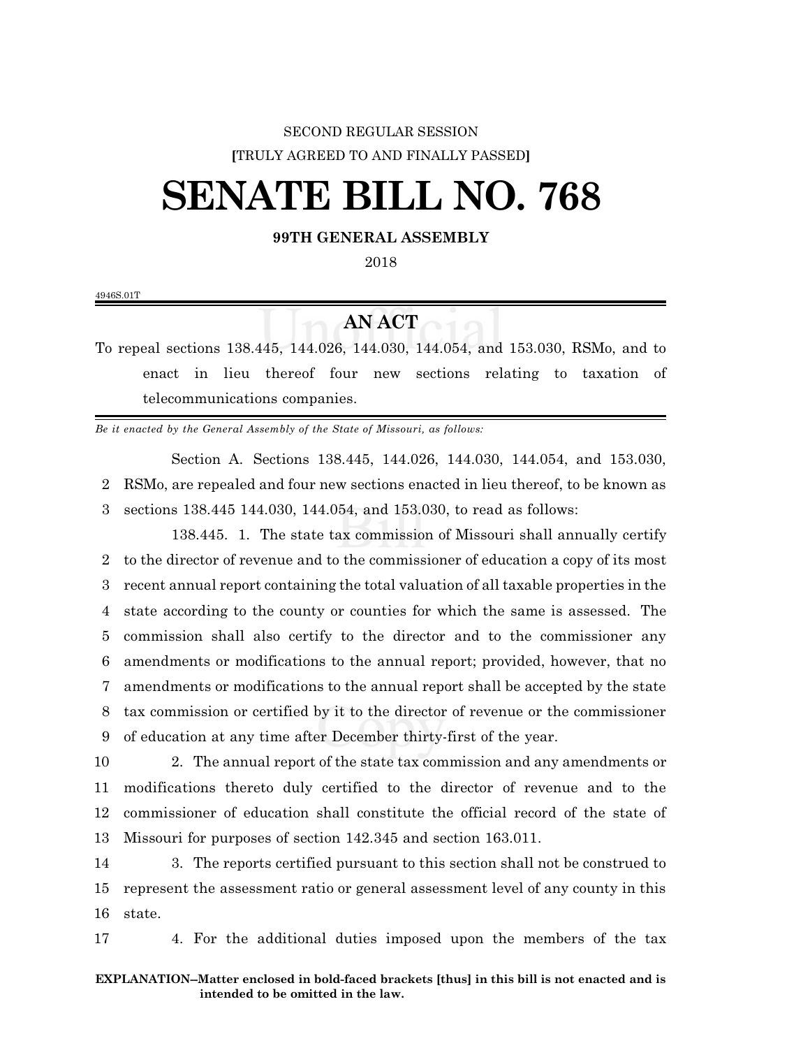SECOND REGULAR SESSION

[TRULY AGREED TO AND FINALLY PASSED]

# SENATE BILL NO. 768

**99TH GENERAL ASSEMBLY**

2018

4946S.01T

## AN ACT

To repeal sections 138.445, 144.026, 144.030, 144.054, and 153.030, RSMo, and to enact in lieu thereof four new sections relating to taxation of telecommunications companies.

*Be it enacted by the General Assembly of the State of Missouri, as follows:*

Section A. Sections 138.445, 144.026, 144.030, 144.054, and 153.030, RSMo, are repealed and four new sections enacted in lieu thereof, to be known as sections 138.445 144.030, 144.054, and 153.030, to read as follows:

138.445. 1. The state tax commission of Missouri shall annually certify to the director of revenue and to the commissioner of education a copy of its most recent annual report containing the total valuation of all taxable properties in the state according to the county or counties for which the same is assessed. The commission shall also certify to the director and to the commissioner any amendments or modifications to the annual report; provided, however, that no amendments or modifications to the annual report shall be accepted by the state tax commission or certified by it to the director of revenue or the commissioner of education at any time after December thirty-first of the year.

2. The annual report of the state tax commission and any amendments or modifications thereto duly certified to the director of revenue and to the commissioner of education shall constitute the official record of the state of Missouri for purposes of section 142.345 and section 163.011.

3. The reports certified pursuant to this section shall not be construed to represent the assessment ratio or general assessment level of any county in this state.

4. For the additional duties imposed upon the members of the tax

**EXPLANATION–Matter enclosed in bold-faced brackets [thus] in this bill is not enacted and is intended to be omitted in the law.**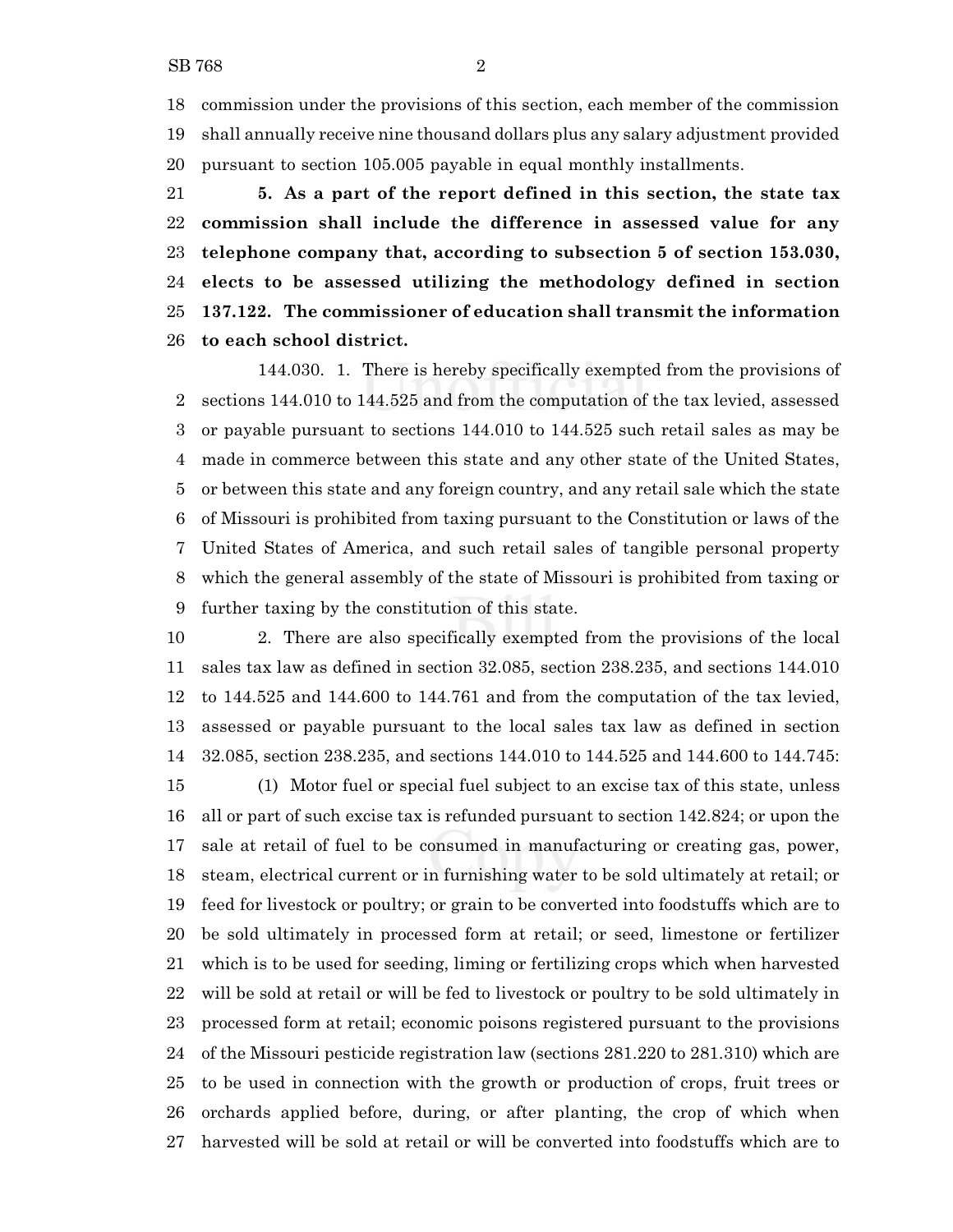commission under the provisions of this section, each member of the commission shall annually receive nine thousand dollars plus any salary adjustment provided pursuant to section 105.005 payable in equal monthly installments.

**5. As a part of the report defined in this section, the state tax commission shall include the difference in assessed value for any telephone company that, according to subsection 5 of section 153.030, elects to be assessed utilizing the methodology defined in section 137.122. The commissioner of education shall transmit the information to each school district.**

144.030. 1. There is hereby specifically exempted from the provisions of sections 144.010 to 144.525 and from the computation of the tax levied, assessed or payable pursuant to sections 144.010 to 144.525 such retail sales as may be made in commerce between this state and any other state of the United States, or between this state and any foreign country, and any retail sale which the state of Missouri is prohibited from taxing pursuant to the Constitution or laws of the United States of America, and such retail sales of tangible personal property which the general assembly of the state of Missouri is prohibited from taxing or further taxing by the constitution of this state.

2. There are also specifically exempted from the provisions of the local sales tax law as defined in section 32.085, section 238.235, and sections 144.010 to 144.525 and 144.600 to 144.761 and from the computation of the tax levied, assessed or payable pursuant to the local sales tax law as defined in section 32.085, section 238.235, and sections 144.010 to 144.525 and 144.600 to 144.745:

(1) Motor fuel or special fuel subject to an excise tax of this state, unless all or part of such excise tax is refunded pursuant to section 142.824; or upon the sale at retail of fuel to be consumed in manufacturing or creating gas, power, steam, electrical current or in furnishing water to be sold ultimately at retail; or feed for livestock or poultry; or grain to be converted into foodstuffs which are to be sold ultimately in processed form at retail; or seed, limestone or fertilizer which is to be used for seeding, liming or fertilizing crops which when harvested will be sold at retail or will be fed to livestock or poultry to be sold ultimately in processed form at retail; economic poisons registered pursuant to the provisions of the Missouri pesticide registration law (sections 281.220 to 281.310) which are to be used in connection with the growth or production of crops, fruit trees or orchards applied before, during, or after planting, the crop of which when harvested will be sold at retail or will be converted into foodstuffs which are to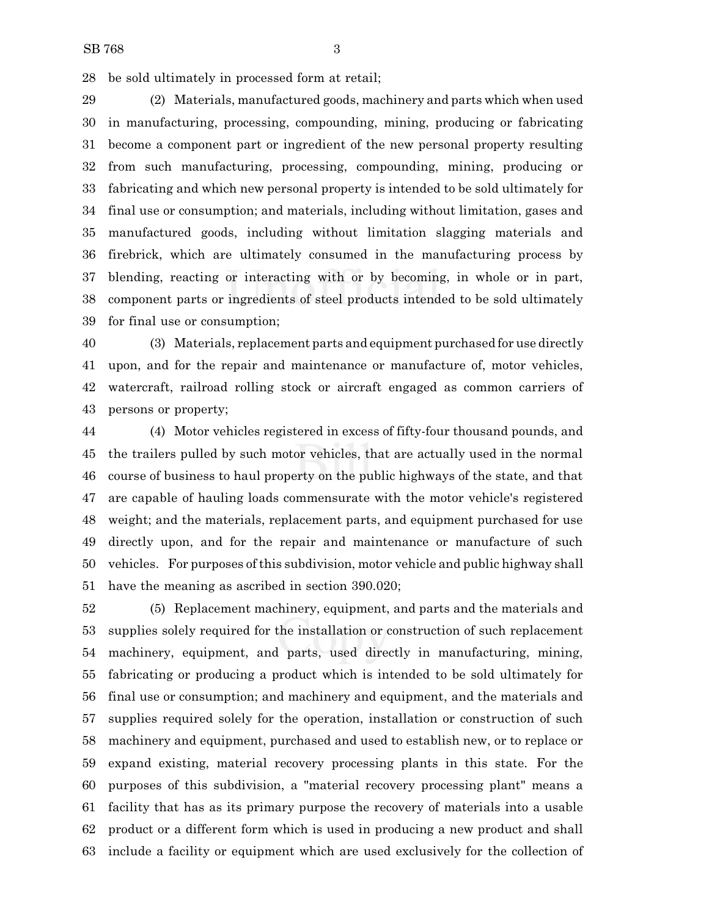be sold ultimately in processed form at retail;

(2) Materials, manufactured goods, machinery and parts which when used in manufacturing, processing, compounding, mining, producing or fabricating become a component part or ingredient of the new personal property resulting from such manufacturing, processing, compounding, mining, producing or fabricating and which new personal property is intended to be sold ultimately for final use or consumption; and materials, including without limitation, gases and manufactured goods, including without limitation slagging materials and firebrick, which are ultimately consumed in the manufacturing process by blending, reacting or interacting with or by becoming, in whole or in part, component parts or ingredients of steel products intended to be sold ultimately for final use or consumption;

(3) Materials, replacement parts and equipment purchased for use directly upon, and for the repair and maintenance or manufacture of, motor vehicles, watercraft, railroad rolling stock or aircraft engaged as common carriers of persons or property;

(4) Motor vehicles registered in excess of fifty-four thousand pounds, and the trailers pulled by such motor vehicles, that are actually used in the normal course of business to haul property on the public highways of the state, and that are capable of hauling loads commensurate with the motor vehicle's registered weight; and the materials, replacement parts, and equipment purchased for use directly upon, and for the repair and maintenance or manufacture of such vehicles. For purposes of this subdivision, motor vehicle and public highway shall have the meaning as ascribed in section 390.020;

(5) Replacement machinery, equipment, and parts and the materials and supplies solely required for the installation or construction of such replacement machinery, equipment, and parts, used directly in manufacturing, mining, fabricating or producing a product which is intended to be sold ultimately for final use or consumption; and machinery and equipment, and the materials and supplies required solely for the operation, installation or construction of such machinery and equipment, purchased and used to establish new, or to replace or expand existing, material recovery processing plants in this state. For the purposes of this subdivision, a "material recovery processing plant" means a facility that has as its primary purpose the recovery of materials into a usable product or a different form which is used in producing a new product and shall include a facility or equipment which are used exclusively for the collection of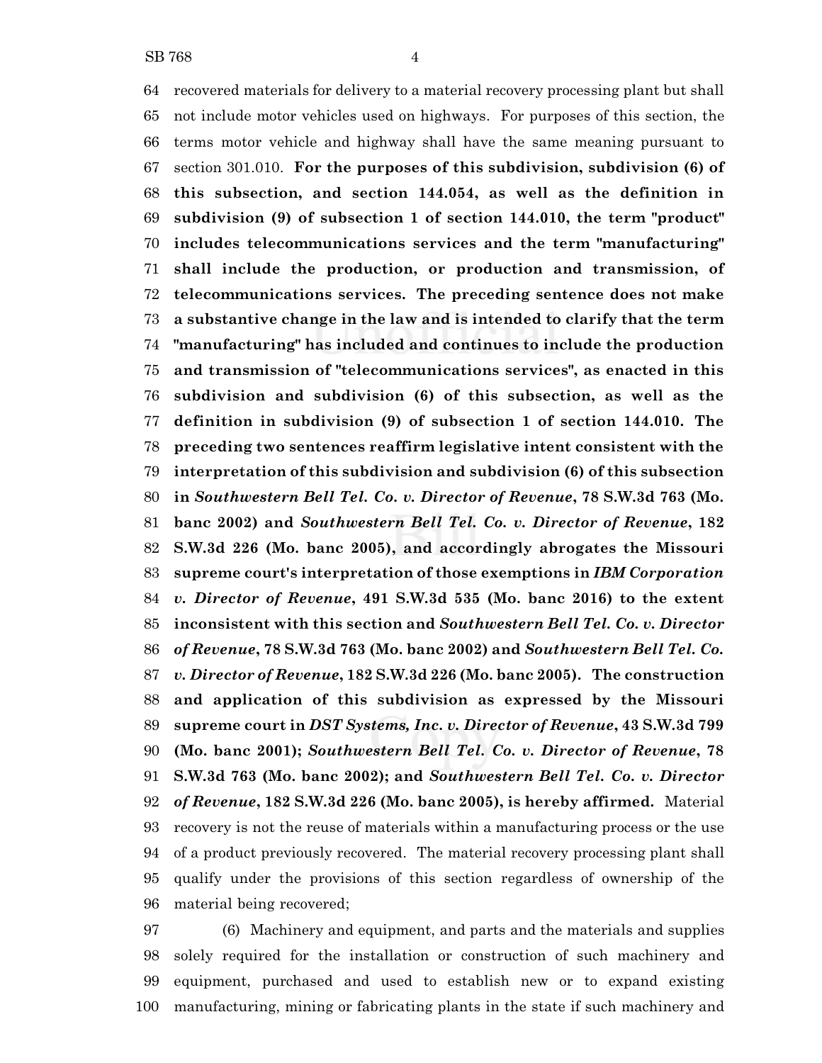recovered materials for delivery to a material recovery processing plant but shall not include motor vehicles used on highways. For purposes of this section, the terms motor vehicle and highway shall have the same meaning pursuant to section 301.010. **For the purposes of this subdivision, subdivision (6) of this subsection, and section 144.054, as well as the definition in subdivision (9) of subsection 1 of section 144.010, the term "product" includes telecommunications services and the term "manufacturing" shall include the production, or production and transmission, of telecommunications services. The preceding sentence does not make a substantive change in the law and is intended to clarify that the term "manufacturing" has included and continues to include the production and transmission of "telecommunications services", as enacted in this subdivision and subdivision (6) of this subsection, as well as the definition in subdivision (9) of subsection 1 of section 144.010. The preceding two sentences reaffirm legislative intent consistent with the interpretation of this subdivision and subdivision (6) of this subsection in *Southwestern Bell Tel. Co. v. Director of Revenue*, 78 S.W.3d 763 (Mo. banc 2002) and *Southwestern Bell Tel. Co. v. Director of Revenue*, 182 S.W.3d 226 (Mo. banc 2005), and accordingly abrogates the Missouri supreme court's interpretation of those exemptions in *IBM Corporation v. Director of Revenue*, 491 S.W.3d 535 (Mo. banc 2016) to the extent inconsistent with this section and *Southwestern Bell Tel. Co. v. Director of Revenue*, 78 S.W.3d 763 (Mo. banc 2002) and *Southwestern Bell Tel. Co. v. Director of Revenue*, 182 S.W.3d 226 (Mo. banc 2005). The construction and application of this subdivision as expressed by the Missouri supreme court in *DST Systems, Inc. v. Director of Revenue*, 43 S.W.3d 799 (Mo. banc 2001); *Southwestern Bell Tel. Co. v. Director of Revenue*, 78 S.W.3d 763 (Mo. banc 2002); and *Southwestern Bell Tel. Co. v. Director of Revenue*, 182 S.W.3d 226 (Mo. banc 2005), is hereby affirmed.** Material recovery is not the reuse of materials within a manufacturing process or the use of a product previously recovered. The material recovery processing plant shall qualify under the provisions of this section regardless of ownership of the material being recovered;

(6) Machinery and equipment, and parts and the materials and supplies solely required for the installation or construction of such machinery and equipment, purchased and used to establish new or to expand existing manufacturing, mining or fabricating plants in the state if such machinery and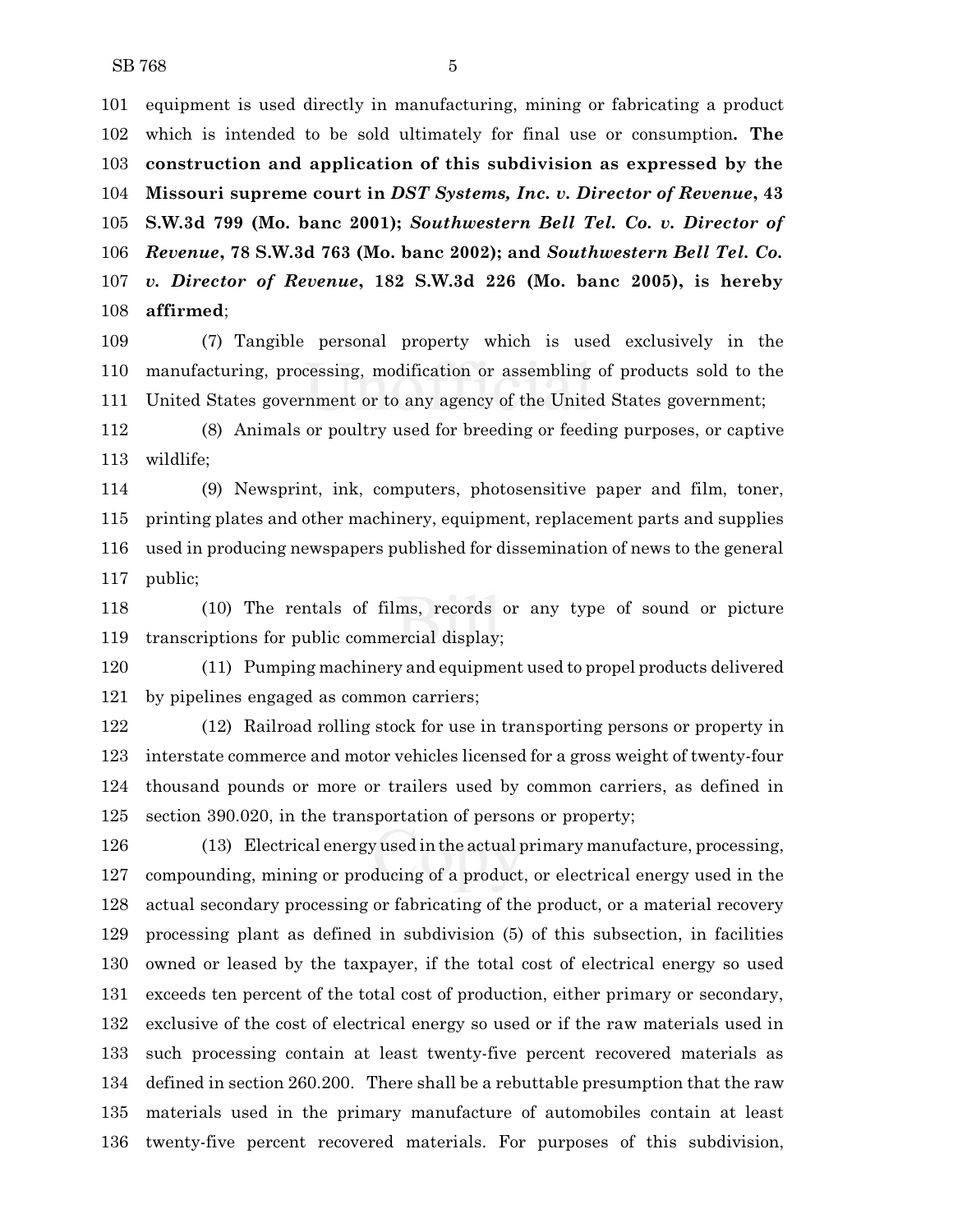equipment is used directly in manufacturing, mining or fabricating a product which is intended to be sold ultimately for final use or consumption**. The construction and application of this subdivision as expressed by the Missouri supreme court in *DST Systems, Inc. v. Director of Revenue*, 43 S.W.3d 799 (Mo. banc 2001); *Southwestern Bell Tel. Co. v. Director of Revenue*, 78 S.W.3d 763 (Mo. banc 2002); and *Southwestern Bell Tel. Co. v. Director of Revenue*, 182 S.W.3d 226 (Mo. banc 2005), is hereby affirmed**;

(7) Tangible personal property which is used exclusively in the manufacturing, processing, modification or assembling of products sold to the United States government or to any agency of the United States government;

(8) Animals or poultry used for breeding or feeding purposes, or captive wildlife;

(9) Newsprint, ink, computers, photosensitive paper and film, toner, printing plates and other machinery, equipment, replacement parts and supplies used in producing newspapers published for dissemination of news to the general public;

(10) The rentals of films, records or any type of sound or picture transcriptions for public commercial display;

(11) Pumping machinery and equipment used to propel products delivered by pipelines engaged as common carriers;

(12) Railroad rolling stock for use in transporting persons or property in interstate commerce and motor vehicles licensed for a gross weight of twenty-four thousand pounds or more or trailers used by common carriers, as defined in section 390.020, in the transportation of persons or property;

(13) Electrical energy used in the actual primary manufacture, processing, compounding, mining or producing of a product, or electrical energy used in the actual secondary processing or fabricating of the product, or a material recovery processing plant as defined in subdivision (5) of this subsection, in facilities owned or leased by the taxpayer, if the total cost of electrical energy so used exceeds ten percent of the total cost of production, either primary or secondary, exclusive of the cost of electrical energy so used or if the raw materials used in such processing contain at least twenty-five percent recovered materials as defined in section 260.200. There shall be a rebuttable presumption that the raw materials used in the primary manufacture of automobiles contain at least twenty-five percent recovered materials. For purposes of this subdivision,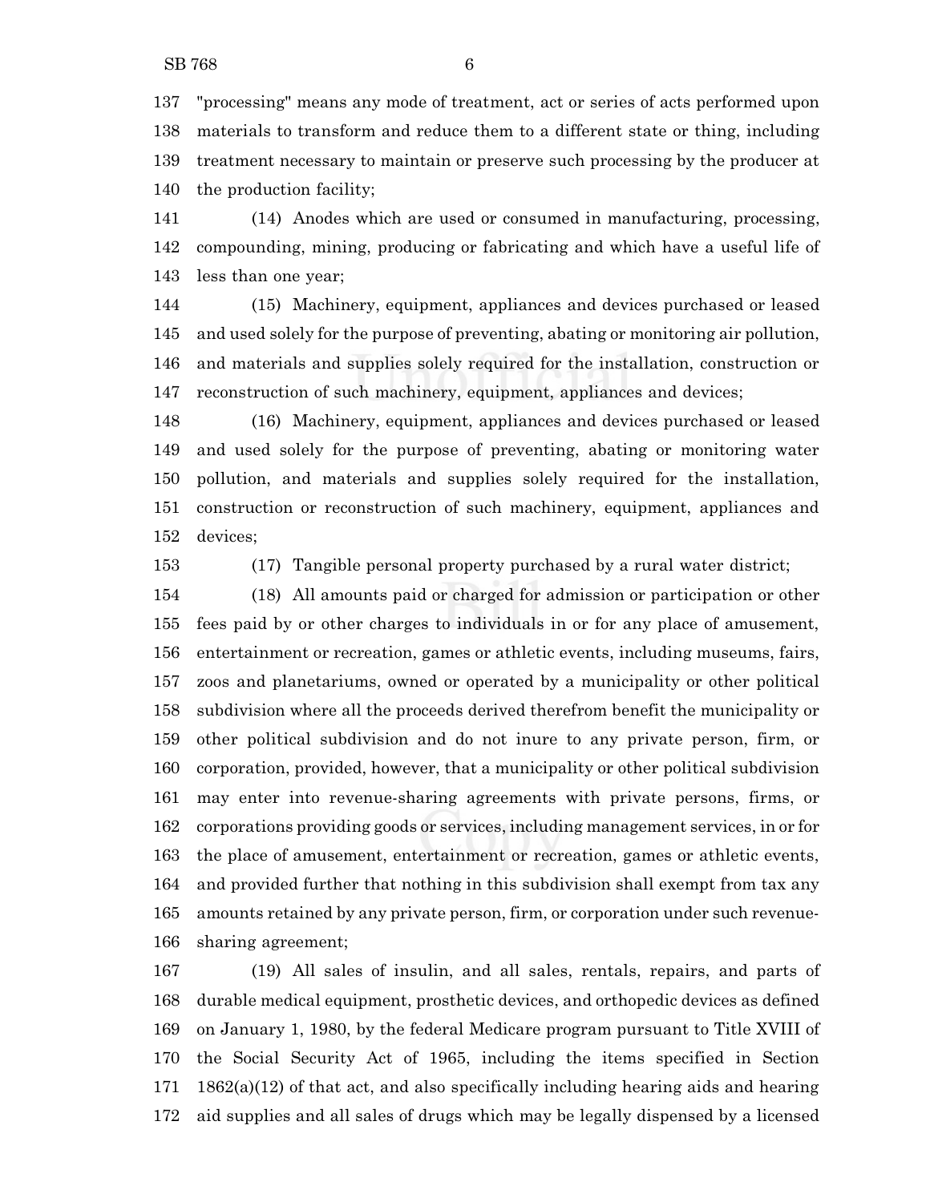"processing" means any mode of treatment, act or series of acts performed upon materials to transform and reduce them to a different state or thing, including treatment necessary to maintain or preserve such processing by the producer at the production facility;

(14) Anodes which are used or consumed in manufacturing, processing, compounding, mining, producing or fabricating and which have a useful life of less than one year;

(15) Machinery, equipment, appliances and devices purchased or leased and used solely for the purpose of preventing, abating or monitoring air pollution, and materials and supplies solely required for the installation, construction or reconstruction of such machinery, equipment, appliances and devices;

(16) Machinery, equipment, appliances and devices purchased or leased and used solely for the purpose of preventing, abating or monitoring water pollution, and materials and supplies solely required for the installation, construction or reconstruction of such machinery, equipment, appliances and devices;

(17) Tangible personal property purchased by a rural water district;

(18) All amounts paid or charged for admission or participation or other fees paid by or other charges to individuals in or for any place of amusement, entertainment or recreation, games or athletic events, including museums, fairs, zoos and planetariums, owned or operated by a municipality or other political subdivision where all the proceeds derived therefrom benefit the municipality or other political subdivision and do not inure to any private person, firm, or corporation, provided, however, that a municipality or other political subdivision may enter into revenue-sharing agreements with private persons, firms, or corporations providing goods or services, including management services, in or for the place of amusement, entertainment or recreation, games or athletic events, and provided further that nothing in this subdivision shall exempt from tax any amounts retained by any private person, firm, or corporation under such revenue-sharing agreement;

(19) All sales of insulin, and all sales, rentals, repairs, and parts of durable medical equipment, prosthetic devices, and orthopedic devices as defined on January 1, 1980, by the federal Medicare program pursuant to Title XVIII of the Social Security Act of 1965, including the items specified in Section 1862(a)(12) of that act, and also specifically including hearing aids and hearing aid supplies and all sales of drugs which may be legally dispensed by a licensed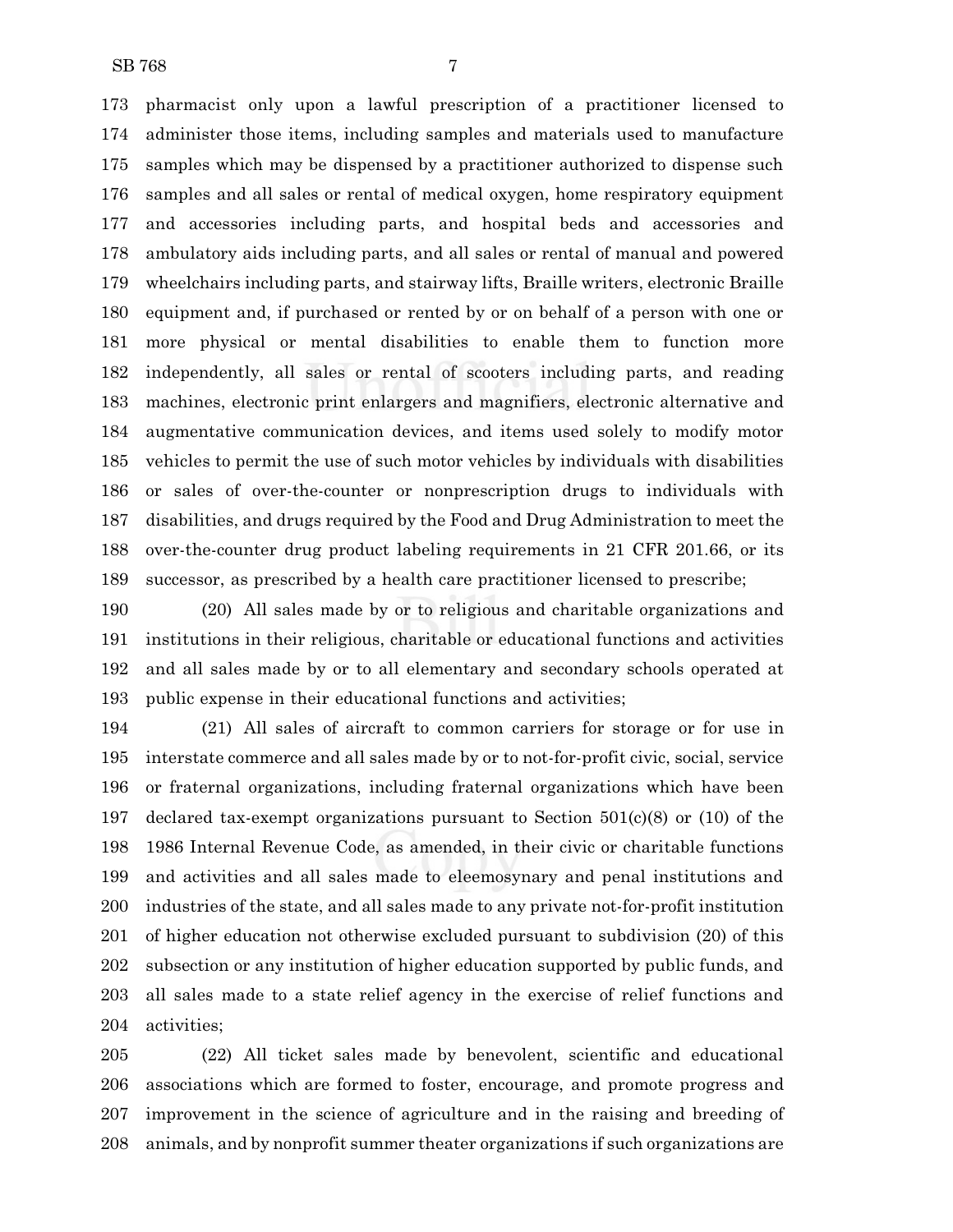pharmacist only upon a lawful prescription of a practitioner licensed to administer those items, including samples and materials used to manufacture samples which may be dispensed by a practitioner authorized to dispense such samples and all sales or rental of medical oxygen, home respiratory equipment and accessories including parts, and hospital beds and accessories and ambulatory aids including parts, and all sales or rental of manual and powered wheelchairs including parts, and stairway lifts, Braille writers, electronic Braille equipment and, if purchased or rented by or on behalf of a person with one or more physical or mental disabilities to enable them to function more independently, all sales or rental of scooters including parts, and reading machines, electronic print enlargers and magnifiers, electronic alternative and augmentative communication devices, and items used solely to modify motor vehicles to permit the use of such motor vehicles by individuals with disabilities or sales of over-the-counter or nonprescription drugs to individuals with disabilities, and drugs required by the Food and Drug Administration to meet the over-the-counter drug product labeling requirements in 21 CFR 201.66, or its successor, as prescribed by a health care practitioner licensed to prescribe;

(20) All sales made by or to religious and charitable organizations and institutions in their religious, charitable or educational functions and activities and all sales made by or to all elementary and secondary schools operated at public expense in their educational functions and activities;

(21) All sales of aircraft to common carriers for storage or for use in interstate commerce and all sales made by or to not-for-profit civic, social, service or fraternal organizations, including fraternal organizations which have been declared tax-exempt organizations pursuant to Section 501(c)(8) or (10) of the 1986 Internal Revenue Code, as amended, in their civic or charitable functions and activities and all sales made to eleemosynary and penal institutions and industries of the state, and all sales made to any private not-for-profit institution of higher education not otherwise excluded pursuant to subdivision (20) of this subsection or any institution of higher education supported by public funds, and all sales made to a state relief agency in the exercise of relief functions and activities;

(22) All ticket sales made by benevolent, scientific and educational associations which are formed to foster, encourage, and promote progress and improvement in the science of agriculture and in the raising and breeding of animals, and by nonprofit summer theater organizations if such organizations are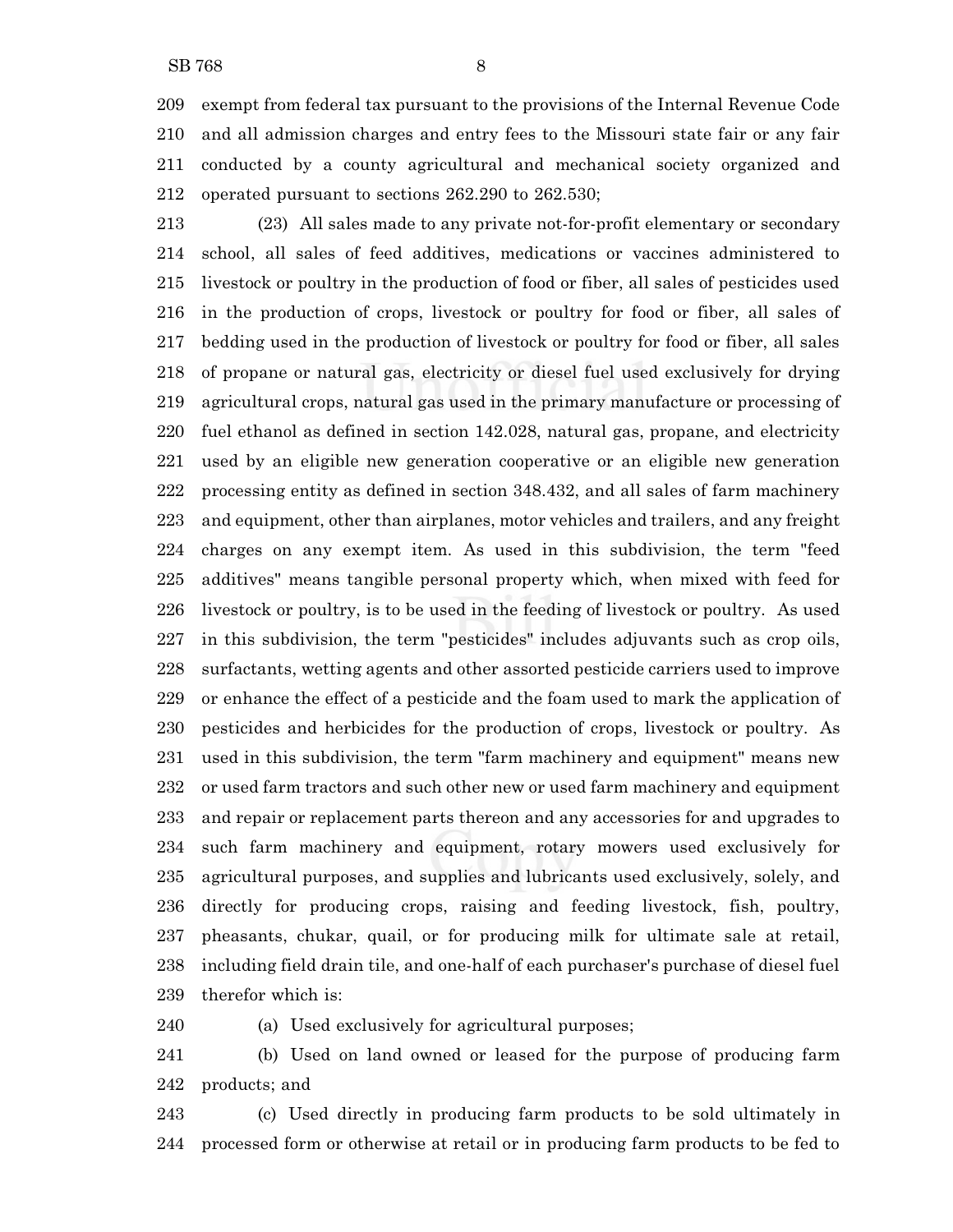exempt from federal tax pursuant to the provisions of the Internal Revenue Code and all admission charges and entry fees to the Missouri state fair or any fair conducted by a county agricultural and mechanical society organized and operated pursuant to sections 262.290 to 262.530;

(23) All sales made to any private not-for-profit elementary or secondary school, all sales of feed additives, medications or vaccines administered to livestock or poultry in the production of food or fiber, all sales of pesticides used in the production of crops, livestock or poultry for food or fiber, all sales of bedding used in the production of livestock or poultry for food or fiber, all sales of propane or natural gas, electricity or diesel fuel used exclusively for drying agricultural crops, natural gas used in the primary manufacture or processing of fuel ethanol as defined in section 142.028, natural gas, propane, and electricity used by an eligible new generation cooperative or an eligible new generation processing entity as defined in section 348.432, and all sales of farm machinery and equipment, other than airplanes, motor vehicles and trailers, and any freight charges on any exempt item. As used in this subdivision, the term "feed additives" means tangible personal property which, when mixed with feed for livestock or poultry, is to be used in the feeding of livestock or poultry. As used in this subdivision, the term "pesticides" includes adjuvants such as crop oils, surfactants, wetting agents and other assorted pesticide carriers used to improve or enhance the effect of a pesticide and the foam used to mark the application of pesticides and herbicides for the production of crops, livestock or poultry. As used in this subdivision, the term "farm machinery and equipment" means new or used farm tractors and such other new or used farm machinery and equipment and repair or replacement parts thereon and any accessories for and upgrades to such farm machinery and equipment, rotary mowers used exclusively for agricultural purposes, and supplies and lubricants used exclusively, solely, and directly for producing crops, raising and feeding livestock, fish, poultry, pheasants, chukar, quail, or for producing milk for ultimate sale at retail, including field drain tile, and one-half of each purchaser's purchase of diesel fuel therefor which is:

(a) Used exclusively for agricultural purposes;

(b) Used on land owned or leased for the purpose of producing farm products; and

(c) Used directly in producing farm products to be sold ultimately in processed form or otherwise at retail or in producing farm products to be fed to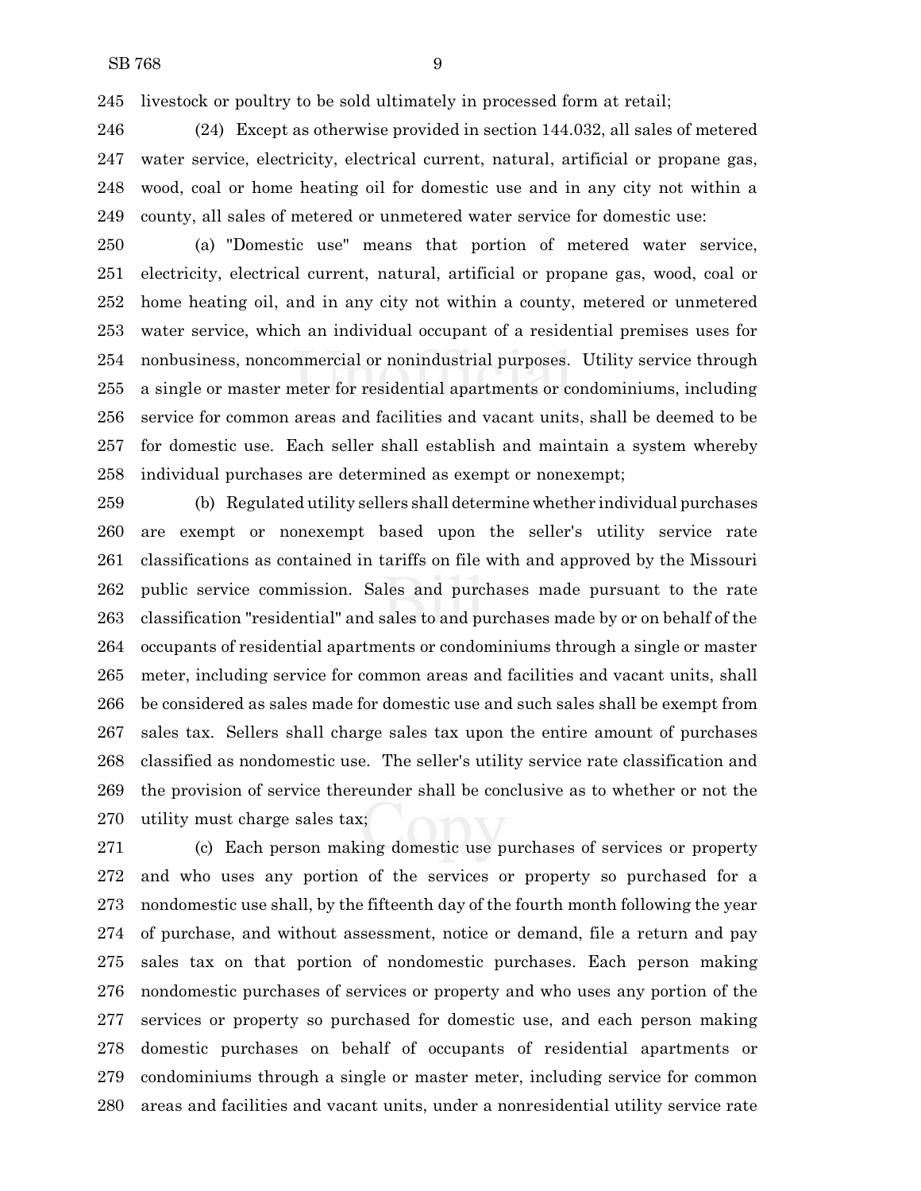livestock or poultry to be sold ultimately in processed form at retail;

(24) Except as otherwise provided in section 144.032, all sales of metered water service, electricity, electrical current, natural, artificial or propane gas, wood, coal or home heating oil for domestic use and in any city not within a county, all sales of metered or unmetered water service for domestic use:

(a) "Domestic use" means that portion of metered water service, electricity, electrical current, natural, artificial or propane gas, wood, coal or home heating oil, and in any city not within a county, metered or unmetered water service, which an individual occupant of a residential premises uses for nonbusiness, noncommercial or nonindustrial purposes. Utility service through a single or master meter for residential apartments or condominiums, including service for common areas and facilities and vacant units, shall be deemed to be for domestic use. Each seller shall establish and maintain a system whereby individual purchases are determined as exempt or nonexempt;

(b) Regulated utility sellers shall determine whether individual purchases are exempt or nonexempt based upon the seller's utility service rate classifications as contained in tariffs on file with and approved by the Missouri public service commission. Sales and purchases made pursuant to the rate classification "residential" and sales to and purchases made by or on behalf of the occupants of residential apartments or condominiums through a single or master meter, including service for common areas and facilities and vacant units, shall be considered as sales made for domestic use and such sales shall be exempt from sales tax. Sellers shall charge sales tax upon the entire amount of purchases classified as nondomestic use. The seller's utility service rate classification and the provision of service thereunder shall be conclusive as to whether or not the utility must charge sales tax;

(c) Each person making domestic use purchases of services or property and who uses any portion of the services or property so purchased for a nondomestic use shall, by the fifteenth day of the fourth month following the year of purchase, and without assessment, notice or demand, file a return and pay sales tax on that portion of nondomestic purchases. Each person making nondomestic purchases of services or property and who uses any portion of the services or property so purchased for domestic use, and each person making domestic purchases on behalf of occupants of residential apartments or condominiums through a single or master meter, including service for common areas and facilities and vacant units, under a nonresidential utility service rate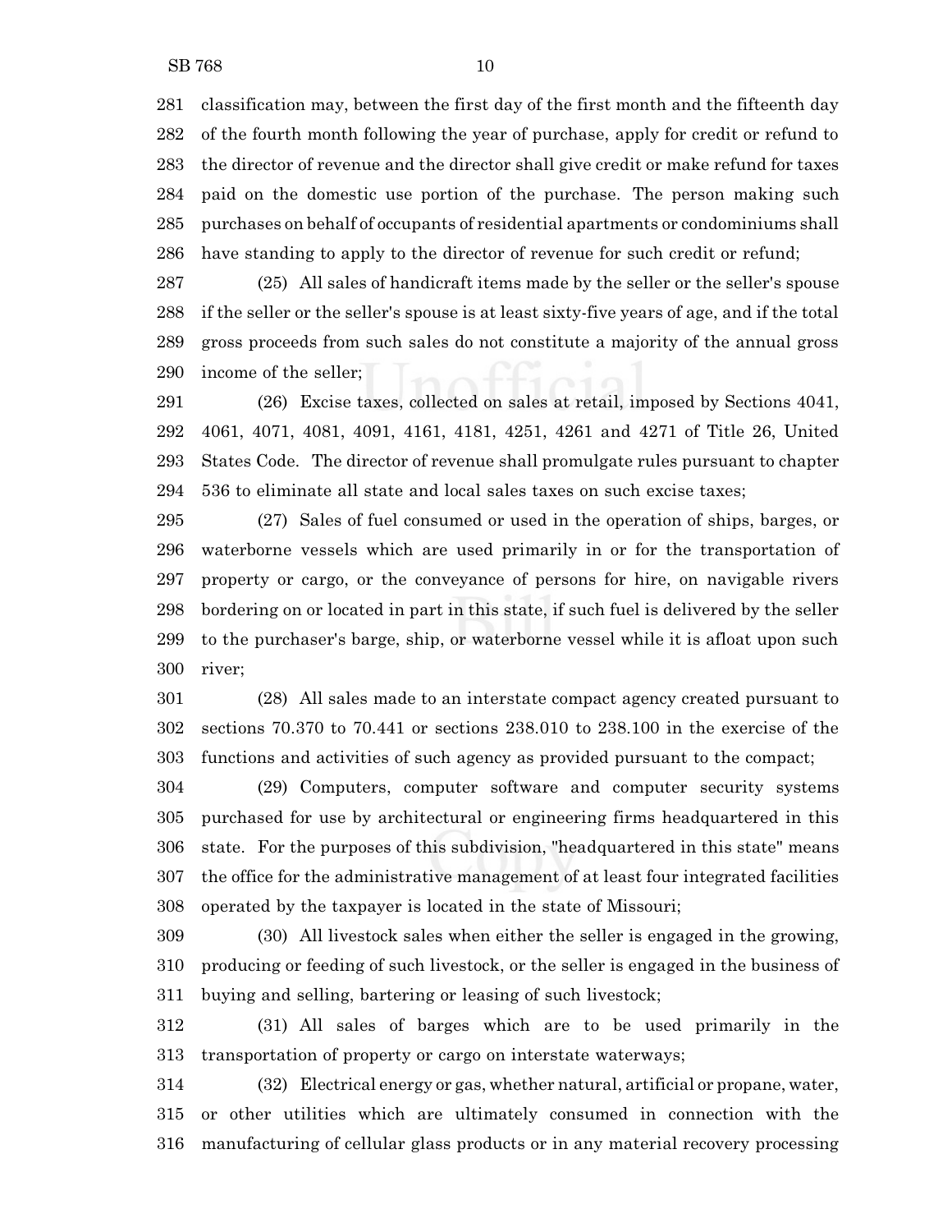classification may, between the first day of the first month and the fifteenth day of the fourth month following the year of purchase, apply for credit or refund to the director of revenue and the director shall give credit or make refund for taxes paid on the domestic use portion of the purchase. The person making such purchases on behalf of occupants of residential apartments or condominiums shall have standing to apply to the director of revenue for such credit or refund;

(25) All sales of handicraft items made by the seller or the seller's spouse if the seller or the seller's spouse is at least sixty-five years of age, and if the total gross proceeds from such sales do not constitute a majority of the annual gross income of the seller;

(26) Excise taxes, collected on sales at retail, imposed by Sections 4041, 4061, 4071, 4081, 4091, 4161, 4181, 4251, 4261 and 4271 of Title 26, United States Code. The director of revenue shall promulgate rules pursuant to chapter 536 to eliminate all state and local sales taxes on such excise taxes;

(27) Sales of fuel consumed or used in the operation of ships, barges, or waterborne vessels which are used primarily in or for the transportation of property or cargo, or the conveyance of persons for hire, on navigable rivers bordering on or located in part in this state, if such fuel is delivered by the seller to the purchaser's barge, ship, or waterborne vessel while it is afloat upon such river;

(28) All sales made to an interstate compact agency created pursuant to sections 70.370 to 70.441 or sections 238.010 to 238.100 in the exercise of the functions and activities of such agency as provided pursuant to the compact;

(29) Computers, computer software and computer security systems purchased for use by architectural or engineering firms headquartered in this state. For the purposes of this subdivision, "headquartered in this state" means the office for the administrative management of at least four integrated facilities operated by the taxpayer is located in the state of Missouri;

(30) All livestock sales when either the seller is engaged in the growing, producing or feeding of such livestock, or the seller is engaged in the business of buying and selling, bartering or leasing of such livestock;

(31) All sales of barges which are to be used primarily in the transportation of property or cargo on interstate waterways;

(32) Electrical energy or gas, whether natural, artificial or propane, water, or other utilities which are ultimately consumed in connection with the manufacturing of cellular glass products or in any material recovery processing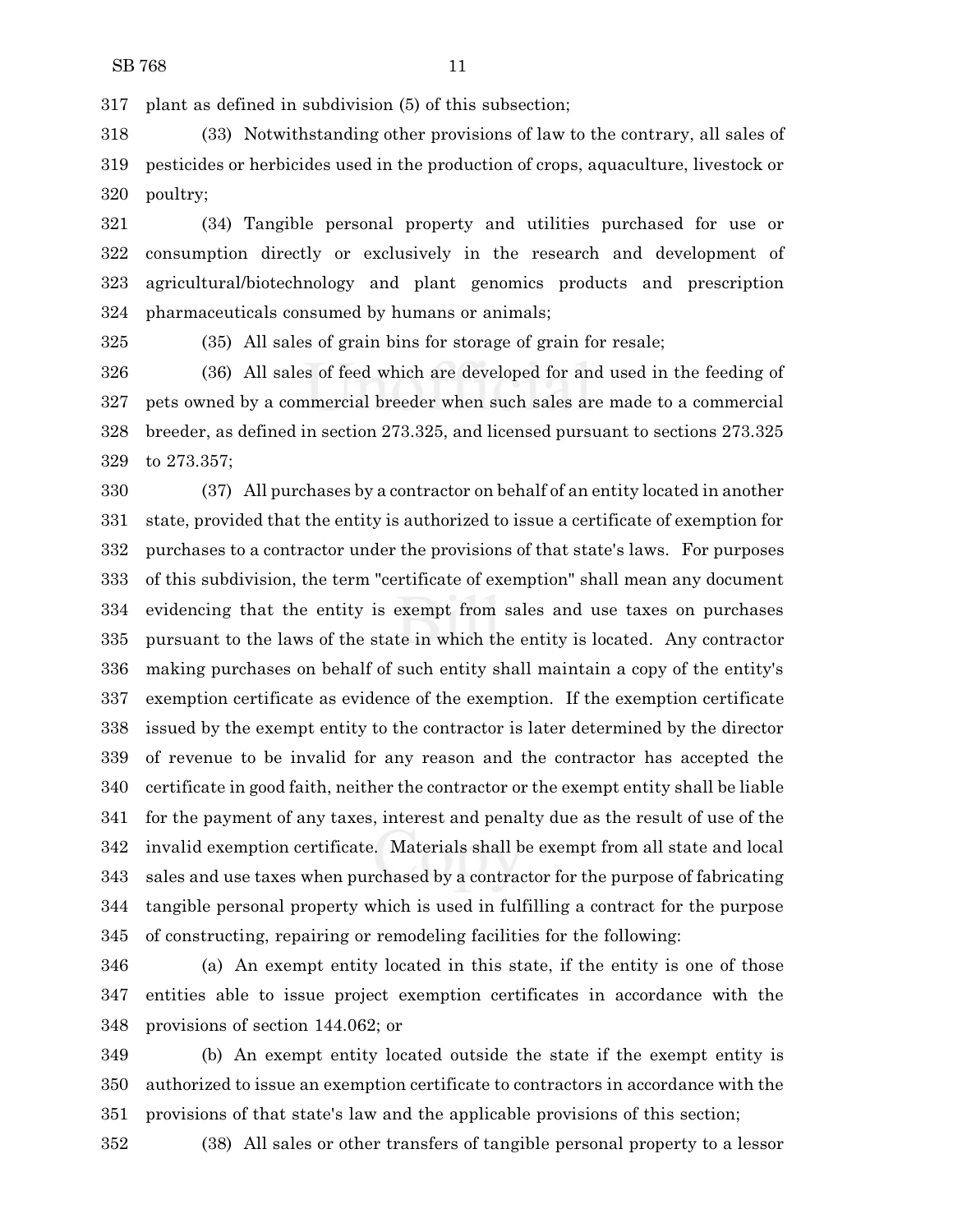plant as defined in subdivision (5) of this subsection;

(33) Notwithstanding other provisions of law to the contrary, all sales of pesticides or herbicides used in the production of crops, aquaculture, livestock or poultry;

(34) Tangible personal property and utilities purchased for use or consumption directly or exclusively in the research and development of agricultural/biotechnology and plant genomics products and prescription pharmaceuticals consumed by humans or animals;

(35) All sales of grain bins for storage of grain for resale;

(36) All sales of feed which are developed for and used in the feeding of pets owned by a commercial breeder when such sales are made to a commercial breeder, as defined in section 273.325, and licensed pursuant to sections 273.325 to 273.357;

(37) All purchases by a contractor on behalf of an entity located in another state, provided that the entity is authorized to issue a certificate of exemption for purchases to a contractor under the provisions of that state's laws. For purposes of this subdivision, the term "certificate of exemption" shall mean any document evidencing that the entity is exempt from sales and use taxes on purchases pursuant to the laws of the state in which the entity is located. Any contractor making purchases on behalf of such entity shall maintain a copy of the entity's exemption certificate as evidence of the exemption. If the exemption certificate issued by the exempt entity to the contractor is later determined by the director of revenue to be invalid for any reason and the contractor has accepted the certificate in good faith, neither the contractor or the exempt entity shall be liable for the payment of any taxes, interest and penalty due as the result of use of the invalid exemption certificate. Materials shall be exempt from all state and local sales and use taxes when purchased by a contractor for the purpose of fabricating tangible personal property which is used in fulfilling a contract for the purpose of constructing, repairing or remodeling facilities for the following:

(a) An exempt entity located in this state, if the entity is one of those entities able to issue project exemption certificates in accordance with the provisions of section 144.062; or

(b) An exempt entity located outside the state if the exempt entity is authorized to issue an exemption certificate to contractors in accordance with the provisions of that state's law and the applicable provisions of this section;

(38) All sales or other transfers of tangible personal property to a lessor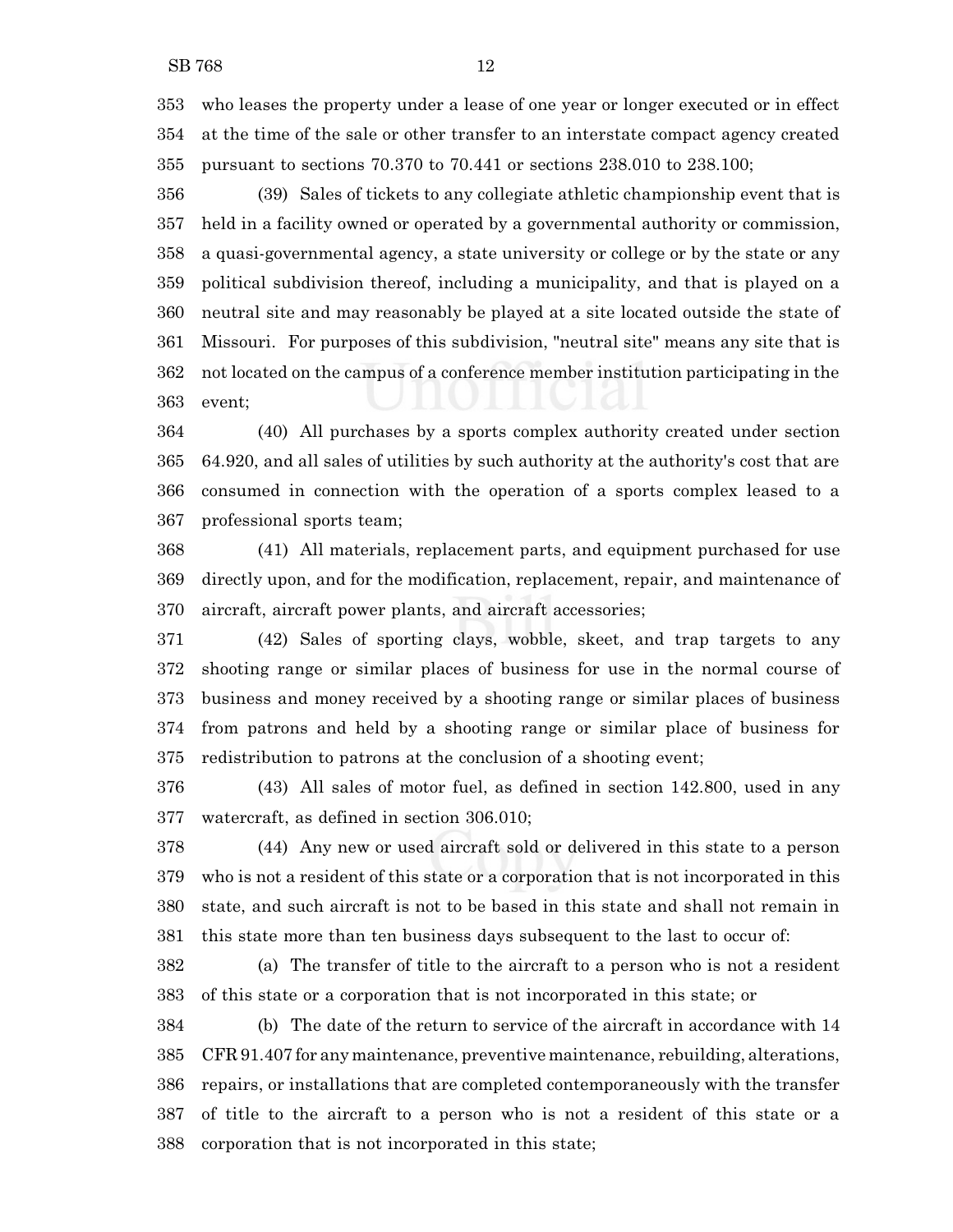who leases the property under a lease of one year or longer executed or in effect at the time of the sale or other transfer to an interstate compact agency created pursuant to sections 70.370 to 70.441 or sections 238.010 to 238.100;

(39) Sales of tickets to any collegiate athletic championship event that is held in a facility owned or operated by a governmental authority or commission, a quasi-governmental agency, a state university or college or by the state or any political subdivision thereof, including a municipality, and that is played on a neutral site and may reasonably be played at a site located outside the state of Missouri. For purposes of this subdivision, "neutral site" means any site that is not located on the campus of a conference member institution participating in the event;

(40) All purchases by a sports complex authority created under section 64.920, and all sales of utilities by such authority at the authority's cost that are consumed in connection with the operation of a sports complex leased to a professional sports team;

(41) All materials, replacement parts, and equipment purchased for use directly upon, and for the modification, replacement, repair, and maintenance of aircraft, aircraft power plants, and aircraft accessories;

(42) Sales of sporting clays, wobble, skeet, and trap targets to any shooting range or similar places of business for use in the normal course of business and money received by a shooting range or similar places of business from patrons and held by a shooting range or similar place of business for redistribution to patrons at the conclusion of a shooting event;

(43) All sales of motor fuel, as defined in section 142.800, used in any watercraft, as defined in section 306.010;

(44) Any new or used aircraft sold or delivered in this state to a person who is not a resident of this state or a corporation that is not incorporated in this state, and such aircraft is not to be based in this state and shall not remain in this state more than ten business days subsequent to the last to occur of:

(a) The transfer of title to the aircraft to a person who is not a resident of this state or a corporation that is not incorporated in this state; or

(b) The date of the return to service of the aircraft in accordance with 14 CFR 91.407 for any maintenance, preventive maintenance, rebuilding, alterations, repairs, or installations that are completed contemporaneously with the transfer of title to the aircraft to a person who is not a resident of this state or a corporation that is not incorporated in this state;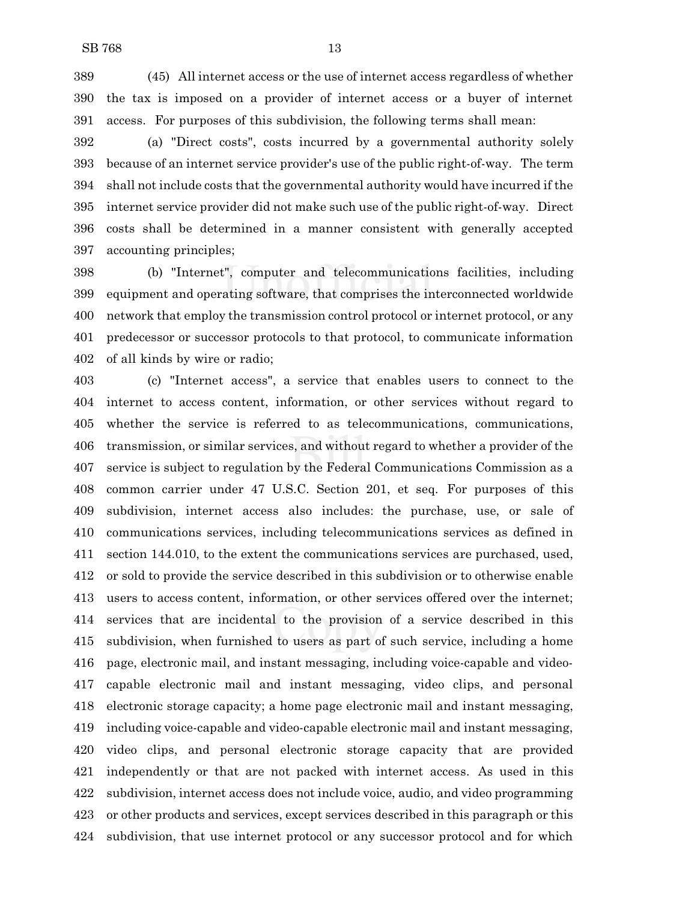(45) All internet access or the use of internet access regardless of whether the tax is imposed on a provider of internet access or a buyer of internet access. For purposes of this subdivision, the following terms shall mean:

(a) "Direct costs", costs incurred by a governmental authority solely because of an internet service provider's use of the public right-of-way. The term shall not include costs that the governmental authority would have incurred if the internet service provider did not make such use of the public right-of-way. Direct costs shall be determined in a manner consistent with generally accepted accounting principles;

(b) "Internet", computer and telecommunications facilities, including equipment and operating software, that comprises the interconnected worldwide network that employ the transmission control protocol or internet protocol, or any predecessor or successor protocols to that protocol, to communicate information of all kinds by wire or radio;

(c) "Internet access", a service that enables users to connect to the internet to access content, information, or other services without regard to whether the service is referred to as telecommunications, communications, transmission, or similar services, and without regard to whether a provider of the service is subject to regulation by the Federal Communications Commission as a common carrier under 47 U.S.C. Section 201, et seq. For purposes of this subdivision, internet access also includes: the purchase, use, or sale of communications services, including telecommunications services as defined in section 144.010, to the extent the communications services are purchased, used, or sold to provide the service described in this subdivision or to otherwise enable users to access content, information, or other services offered over the internet; services that are incidental to the provision of a service described in this subdivision, when furnished to users as part of such service, including a home page, electronic mail, and instant messaging, including voice-capable and video-capable electronic mail and instant messaging, video clips, and personal electronic storage capacity; a home page electronic mail and instant messaging, including voice-capable and video-capable electronic mail and instant messaging, video clips, and personal electronic storage capacity that are provided independently or that are not packed with internet access. As used in this subdivision, internet access does not include voice, audio, and video programming or other products and services, except services described in this paragraph or this subdivision, that use internet protocol or any successor protocol and for which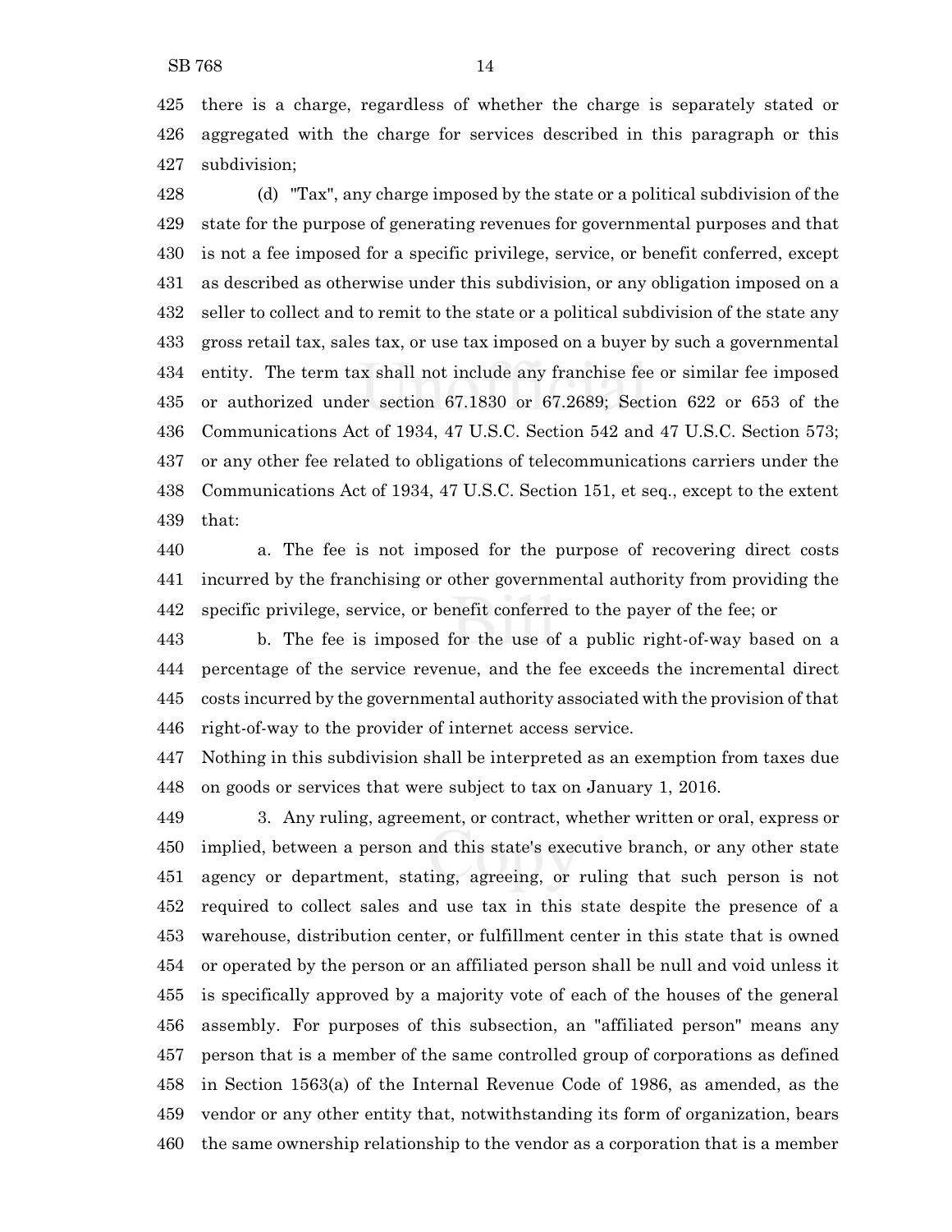there is a charge, regardless of whether the charge is separately stated or aggregated with the charge for services described in this paragraph or this subdivision;

(d) "Tax", any charge imposed by the state or a political subdivision of the state for the purpose of generating revenues for governmental purposes and that is not a fee imposed for a specific privilege, service, or benefit conferred, except as described as otherwise under this subdivision, or any obligation imposed on a seller to collect and to remit to the state or a political subdivision of the state any gross retail tax, sales tax, or use tax imposed on a buyer by such a governmental entity. The term tax shall not include any franchise fee or similar fee imposed or authorized under section 67.1830 or 67.2689; Section 622 or 653 of the Communications Act of 1934, 47 U.S.C. Section 542 and 47 U.S.C. Section 573; or any other fee related to obligations of telecommunications carriers under the Communications Act of 1934, 47 U.S.C. Section 151, et seq., except to the extent that:

a. The fee is not imposed for the purpose of recovering direct costs incurred by the franchising or other governmental authority from providing the specific privilege, service, or benefit conferred to the payer of the fee; or

b. The fee is imposed for the use of a public right-of-way based on a percentage of the service revenue, and the fee exceeds the incremental direct costs incurred by the governmental authority associated with the provision of that right-of-way to the provider of internet access service.

Nothing in this subdivision shall be interpreted as an exemption from taxes due on goods or services that were subject to tax on January 1, 2016.

3. Any ruling, agreement, or contract, whether written or oral, express or implied, between a person and this state's executive branch, or any other state agency or department, stating, agreeing, or ruling that such person is not required to collect sales and use tax in this state despite the presence of a warehouse, distribution center, or fulfillment center in this state that is owned or operated by the person or an affiliated person shall be null and void unless it is specifically approved by a majority vote of each of the houses of the general assembly. For purposes of this subsection, an "affiliated person" means any person that is a member of the same controlled group of corporations as defined in Section 1563(a) of the Internal Revenue Code of 1986, as amended, as the vendor or any other entity that, notwithstanding its form of organization, bears the same ownership relationship to the vendor as a corporation that is a member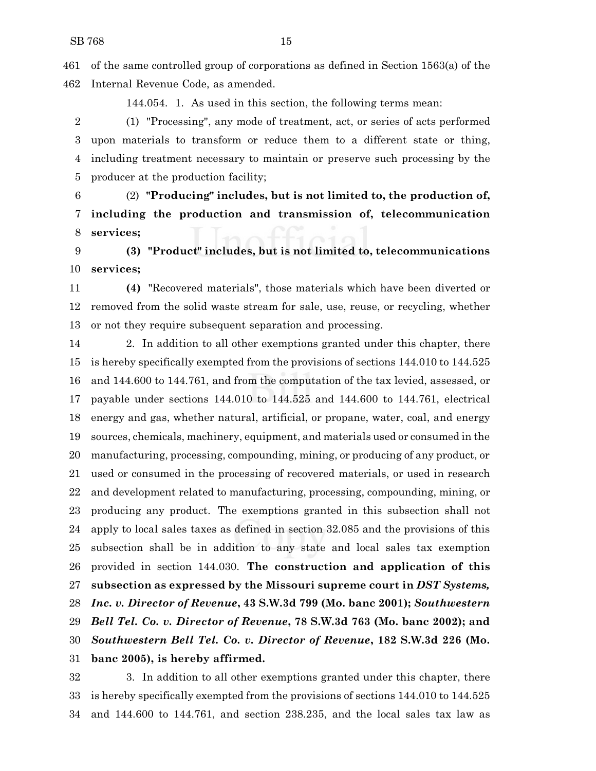of the same controlled group of corporations as defined in Section 1563(a) of the Internal Revenue Code, as amended.

144.054. 1. As used in this section, the following terms mean:

(1) "Processing", any mode of treatment, act, or series of acts performed upon materials to transform or reduce them to a different state or thing, including treatment necessary to maintain or preserve such processing by the producer at the production facility;

(2) **"Producing" includes, but is not limited to, the production of, including the production and transmission of, telecommunication services;**

**(3) "Product" includes, but is not limited to, telecommunications services;**

**(4)** "Recovered materials", those materials which have been diverted or removed from the solid waste stream for sale, use, reuse, or recycling, whether or not they require subsequent separation and processing.

2. In addition to all other exemptions granted under this chapter, there is hereby specifically exempted from the provisions of sections 144.010 to 144.525 and 144.600 to 144.761, and from the computation of the tax levied, assessed, or payable under sections 144.010 to 144.525 and 144.600 to 144.761, electrical energy and gas, whether natural, artificial, or propane, water, coal, and energy sources, chemicals, machinery, equipment, and materials used or consumed in the manufacturing, processing, compounding, mining, or producing of any product, or used or consumed in the processing of recovered materials, or used in research and development related to manufacturing, processing, compounding, mining, or producing any product. The exemptions granted in this subsection shall not apply to local sales taxes as defined in section 32.085 and the provisions of this subsection shall be in addition to any state and local sales tax exemption provided in section 144.030. **The construction and application of this subsection as expressed by the Missouri supreme court in *DST Systems, Inc. v. Director of Revenue*, 43 S.W.3d 799 (Mo. banc 2001); *Southwestern Bell Tel. Co. v. Director of Revenue*, 78 S.W.3d 763 (Mo. banc 2002); and *Southwestern Bell Tel. Co. v. Director of Revenue*, 182 S.W.3d 226 (Mo. banc 2005), is hereby affirmed.**

3. In addition to all other exemptions granted under this chapter, there is hereby specifically exempted from the provisions of sections 144.010 to 144.525 and 144.600 to 144.761, and section 238.235, and the local sales tax law as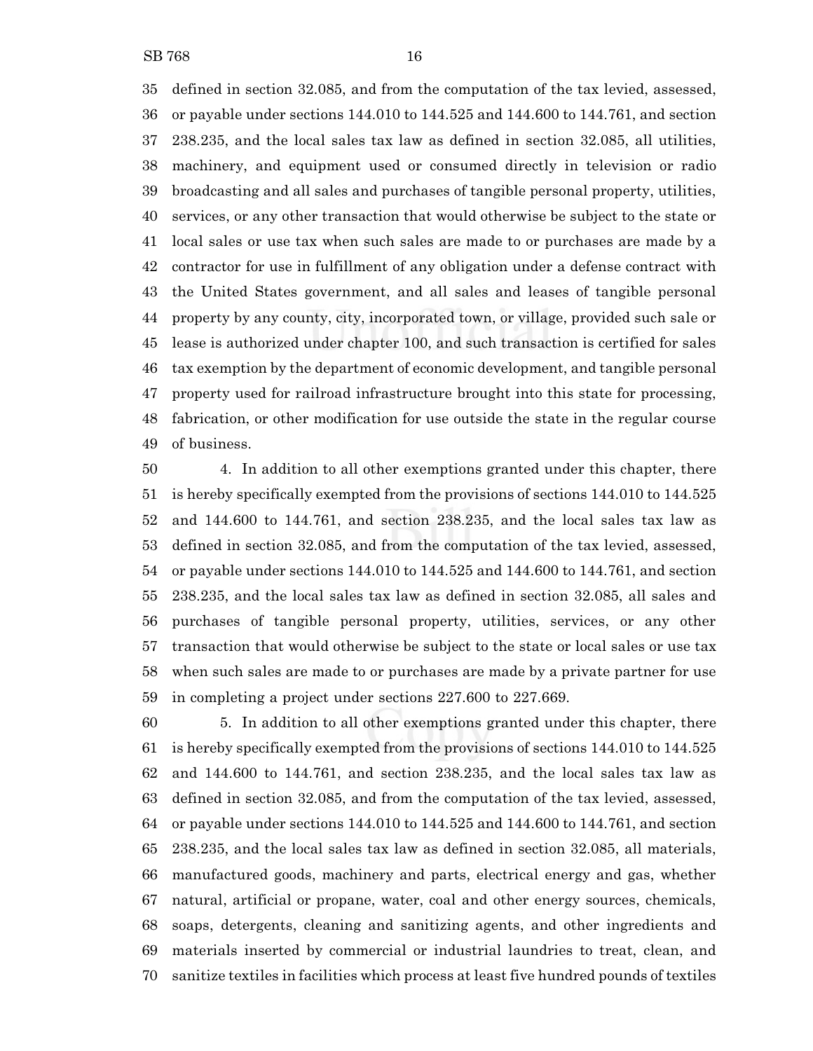defined in section 32.085, and from the computation of the tax levied, assessed, or payable under sections 144.010 to 144.525 and 144.600 to 144.761, and section 238.235, and the local sales tax law as defined in section 32.085, all utilities, machinery, and equipment used or consumed directly in television or radio broadcasting and all sales and purchases of tangible personal property, utilities, services, or any other transaction that would otherwise be subject to the state or local sales or use tax when such sales are made to or purchases are made by a contractor for use in fulfillment of any obligation under a defense contract with the United States government, and all sales and leases of tangible personal property by any county, city, incorporated town, or village, provided such sale or lease is authorized under chapter 100, and such transaction is certified for sales tax exemption by the department of economic development, and tangible personal property used for railroad infrastructure brought into this state for processing, fabrication, or other modification for use outside the state in the regular course of business.

4. In addition to all other exemptions granted under this chapter, there is hereby specifically exempted from the provisions of sections 144.010 to 144.525 and 144.600 to 144.761, and section 238.235, and the local sales tax law as defined in section 32.085, and from the computation of the tax levied, assessed, or payable under sections 144.010 to 144.525 and 144.600 to 144.761, and section 238.235, and the local sales tax law as defined in section 32.085, all sales and purchases of tangible personal property, utilities, services, or any other transaction that would otherwise be subject to the state or local sales or use tax when such sales are made to or purchases are made by a private partner for use in completing a project under sections 227.600 to 227.669.

5. In addition to all other exemptions granted under this chapter, there is hereby specifically exempted from the provisions of sections 144.010 to 144.525 and 144.600 to 144.761, and section 238.235, and the local sales tax law as defined in section 32.085, and from the computation of the tax levied, assessed, or payable under sections 144.010 to 144.525 and 144.600 to 144.761, and section 238.235, and the local sales tax law as defined in section 32.085, all materials, manufactured goods, machinery and parts, electrical energy and gas, whether natural, artificial or propane, water, coal and other energy sources, chemicals, soaps, detergents, cleaning and sanitizing agents, and other ingredients and materials inserted by commercial or industrial laundries to treat, clean, and sanitize textiles in facilities which process at least five hundred pounds of textiles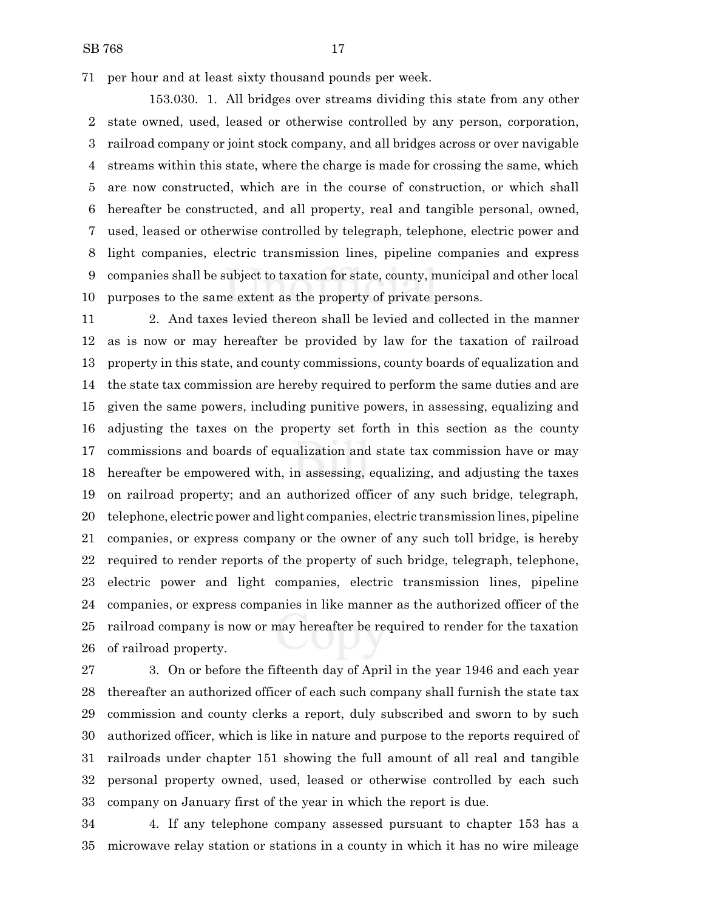per hour and at least sixty thousand pounds per week.

153.030. 1. All bridges over streams dividing this state from any other state owned, used, leased or otherwise controlled by any person, corporation, railroad company or joint stock company, and all bridges across or over navigable streams within this state, where the charge is made for crossing the same, which are now constructed, which are in the course of construction, or which shall hereafter be constructed, and all property, real and tangible personal, owned, used, leased or otherwise controlled by telegraph, telephone, electric power and light companies, electric transmission lines, pipeline companies and express companies shall be subject to taxation for state, county, municipal and other local purposes to the same extent as the property of private persons.

2. And taxes levied thereon shall be levied and collected in the manner as is now or may hereafter be provided by law for the taxation of railroad property in this state, and county commissions, county boards of equalization and the state tax commission are hereby required to perform the same duties and are given the same powers, including punitive powers, in assessing, equalizing and adjusting the taxes on the property set forth in this section as the county commissions and boards of equalization and state tax commission have or may hereafter be empowered with, in assessing, equalizing, and adjusting the taxes on railroad property; and an authorized officer of any such bridge, telegraph, telephone, electric power and light companies, electric transmission lines, pipeline companies, or express company or the owner of any such toll bridge, is hereby required to render reports of the property of such bridge, telegraph, telephone, electric power and light companies, electric transmission lines, pipeline companies, or express companies in like manner as the authorized officer of the railroad company is now or may hereafter be required to render for the taxation of railroad property.

3. On or before the fifteenth day of April in the year 1946 and each year thereafter an authorized officer of each such company shall furnish the state tax commission and county clerks a report, duly subscribed and sworn to by such authorized officer, which is like in nature and purpose to the reports required of railroads under chapter 151 showing the full amount of all real and tangible personal property owned, used, leased or otherwise controlled by each such company on January first of the year in which the report is due.

4. If any telephone company assessed pursuant to chapter 153 has a microwave relay station or stations in a county in which it has no wire mileage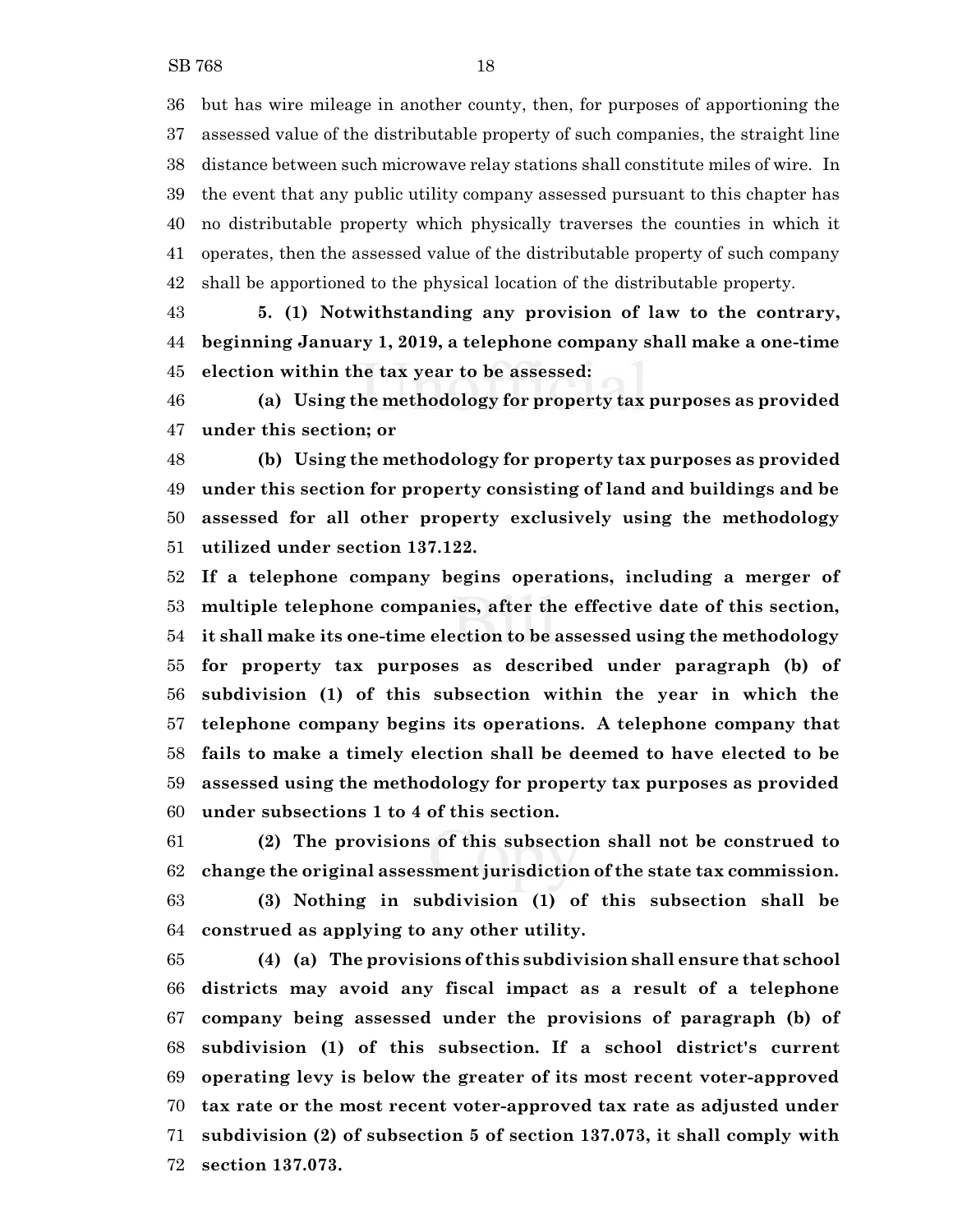but has wire mileage in another county, then, for purposes of apportioning the assessed value of the distributable property of such companies, the straight line distance between such microwave relay stations shall constitute miles of wire. In the event that any public utility company assessed pursuant to this chapter has no distributable property which physically traverses the counties in which it operates, then the assessed value of the distributable property of such company shall be apportioned to the physical location of the distributable property.

**5. (1) Notwithstanding any provision of law to the contrary, beginning January 1, 2019, a telephone company shall make a one-time election within the tax year to be assessed:**

**(a) Using the methodology for property tax purposes as provided under this section; or**

**(b) Using the methodology for property tax purposes as provided under this section for property consisting of land and buildings and be assessed for all other property exclusively using the methodology utilized under section 137.122.**

**If a telephone company begins operations, including a merger of multiple telephone companies, after the effective date of this section, it shall make its one-time election to be assessed using the methodology for property tax purposes as described under paragraph (b) of subdivision (1) of this subsection within the year in which the telephone company begins its operations. A telephone company that fails to make a timely election shall be deemed to have elected to be assessed using the methodology for property tax purposes as provided under subsections 1 to 4 of this section.**

**(2) The provisions of this subsection shall not be construed to change the original assessment jurisdiction of the state tax commission.**

**(3) Nothing in subdivision (1) of this subsection shall be construed as applying to any other utility.**

**(4) (a) The provisions of this subdivision shall ensure that school districts may avoid any fiscal impact as a result of a telephone company being assessed under the provisions of paragraph (b) of subdivision (1) of this subsection. If a school district's current operating levy is below the greater of its most recent voter-approved tax rate or the most recent voter-approved tax rate as adjusted under subdivision (2) of subsection 5 of section 137.073, it shall comply with section 137.073.**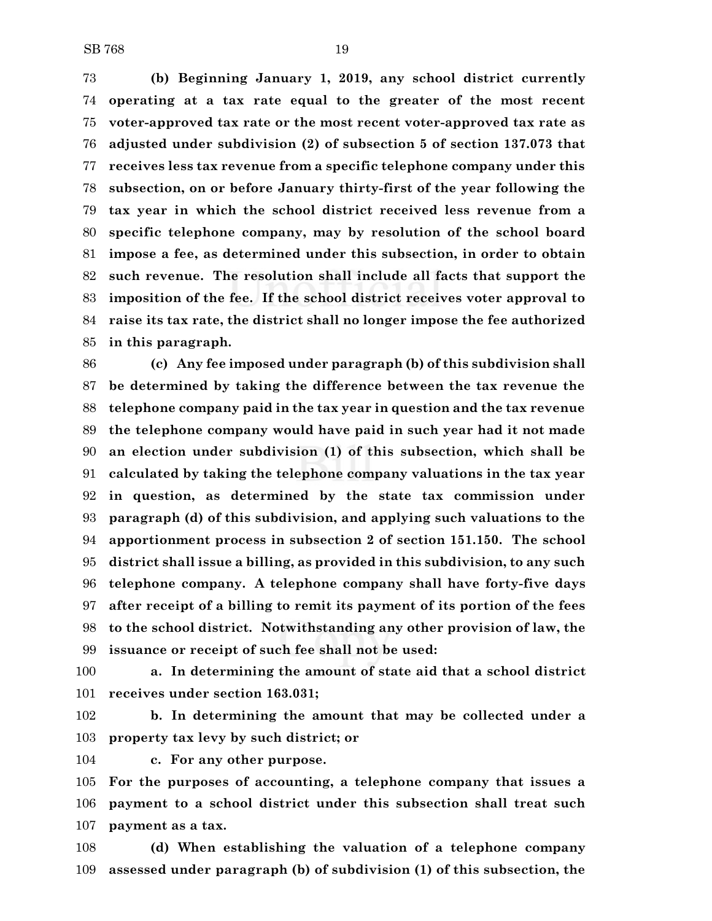**(b) Beginning January 1, 2019, any school district currently operating at a tax rate equal to the greater of the most recent voter-approved tax rate or the most recent voter-approved tax rate as adjusted under subdivision (2) of subsection 5 of section 137.073 that receives less tax revenue from a specific telephone company under this subsection, on or before January thirty-first of the year following the tax year in which the school district received less revenue from a specific telephone company, may by resolution of the school board impose a fee, as determined under this subsection, in order to obtain such revenue. The resolution shall include all facts that support the imposition of the fee. If the school district receives voter approval to raise its tax rate, the district shall no longer impose the fee authorized in this paragraph.**

**(c) Any fee imposed under paragraph (b) of this subdivision shall be determined by taking the difference between the tax revenue the telephone company paid in the tax year in question and the tax revenue the telephone company would have paid in such year had it not made an election under subdivision (1) of this subsection, which shall be calculated by taking the telephone company valuations in the tax year in question, as determined by the state tax commission under paragraph (d) of this subdivision, and applying such valuations to the apportionment process in subsection 2 of section 151.150. The school district shall issue a billing, as provided in this subdivision, to any such telephone company. A telephone company shall have forty-five days after receipt of a billing to remit its payment of its portion of the fees to the school district. Notwithstanding any other provision of law, the issuance or receipt of such fee shall not be used:**

**a. In determining the amount of state aid that a school district receives under section 163.031;**

**b. In determining the amount that may be collected under a property tax levy by such district; or**

**c. For any other purpose.**

**For the purposes of accounting, a telephone company that issues a payment to a school district under this subsection shall treat such payment as a tax.**

**(d) When establishing the valuation of a telephone company assessed under paragraph (b) of subdivision (1) of this subsection, the**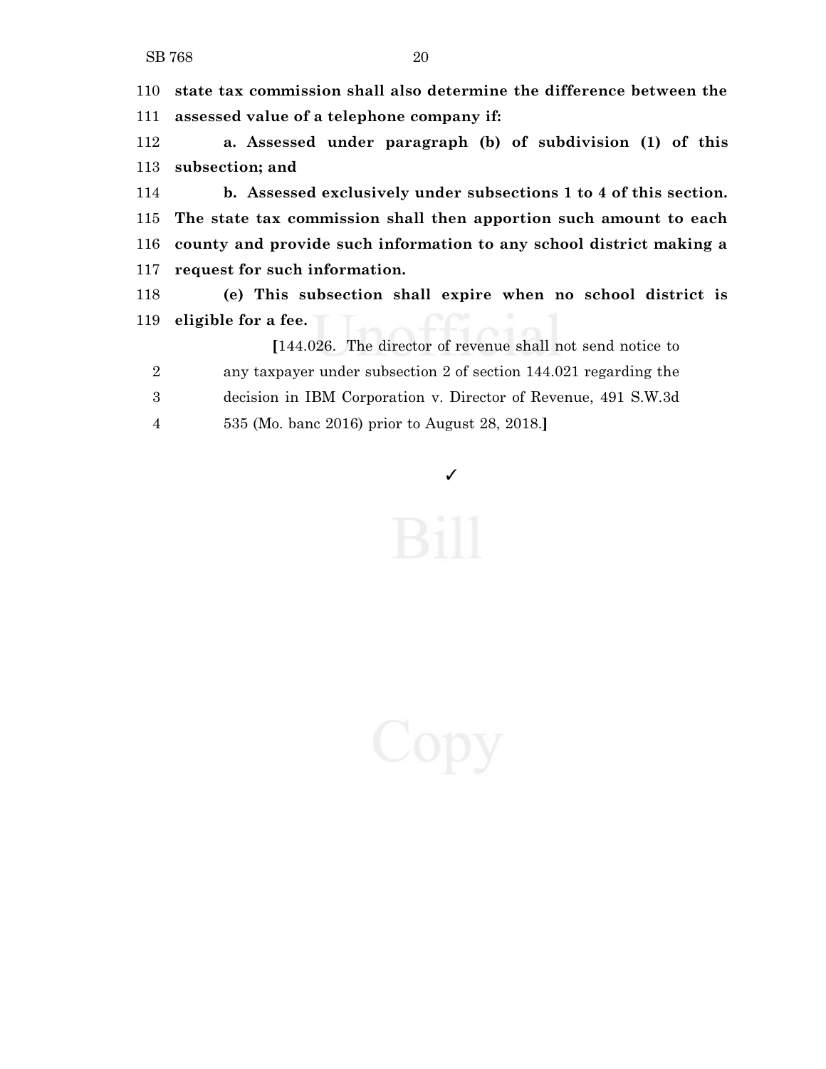**state tax commission shall also determine the difference between the assessed value of a telephone company if:**

**a. Assessed under paragraph (b) of subdivision (1) of this subsection; and**

**b. Assessed exclusively under subsections 1 to 4 of this section. The state tax commission shall then apportion such amount to each county and provide such information to any school district making a request for such information.**

**(e) This subsection shall expire when no school district is eligible for a fee.**

**[**144.026. The director of revenue shall not send notice to any taxpayer under subsection 2 of section 144.021 regarding the decision in IBM Corporation v. Director of Revenue, 491 S.W.3d 535 (Mo. banc 2016) prior to August 28, 2018.**]**

✓